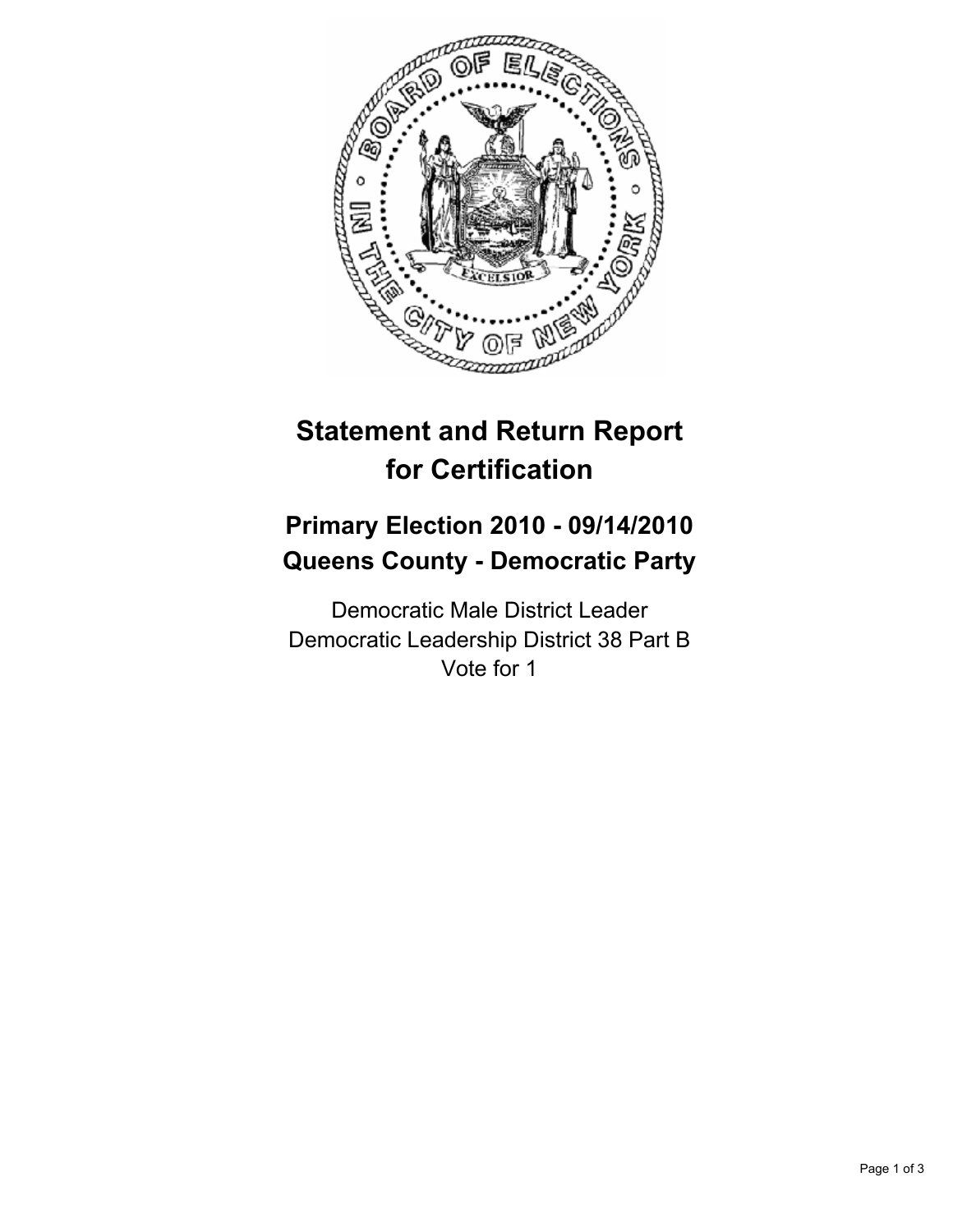# Statement and Return Report for Certification

## Primary Election 2010 - 09/14/2010
## Queens County - Democratic Party

Democratic Male District Leader
Democratic Leadership District 38 Part B
Vote for 1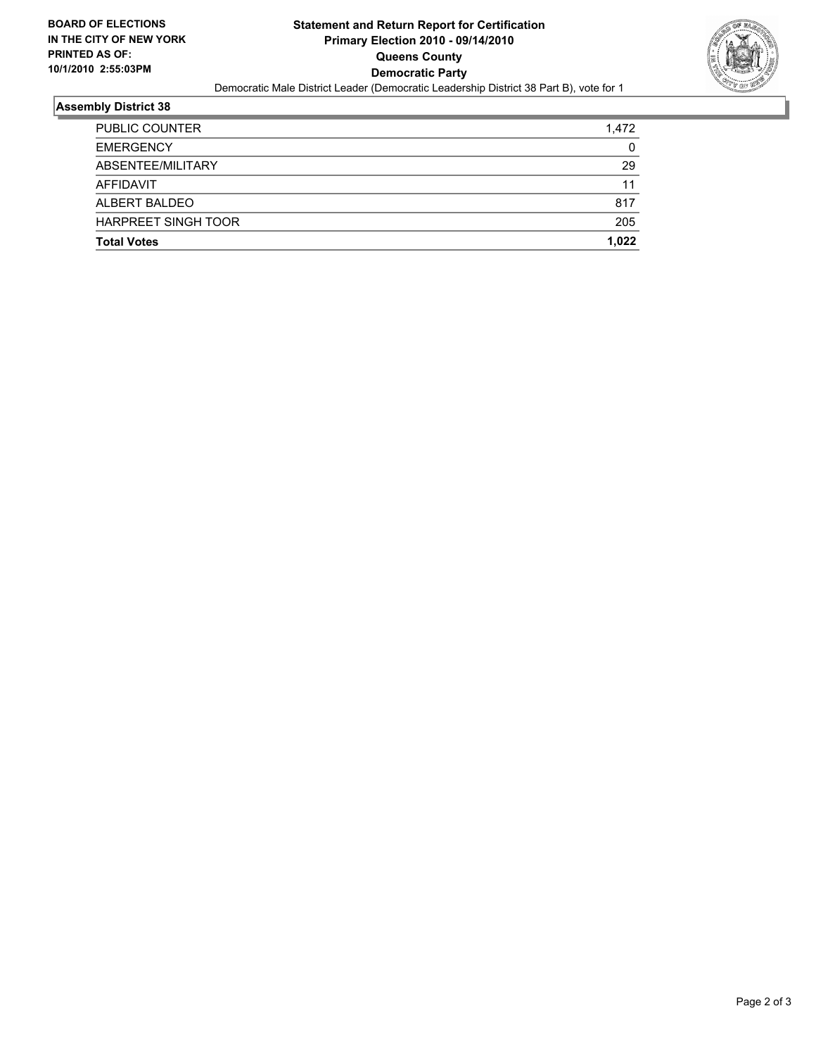**BOARD OF ELECTIONS IN THE CITY OF NEW YORK PRINTED AS OF: 10/1/2010 2:55:03PM**

# Statement and Return Report for Certification
## Primary Election 2010 - 09/14/2010
## Queens County
## Democratic Party

Democratic Male District Leader (Democratic Leadership District 38 Part B), vote for 1

### Assembly District 38

| | |
|---|---|
| PUBLIC COUNTER | 1,472 |
| EMERGENCY | 0 |
| ABSENTEE/MILITARY | 29 |
| AFFIDAVIT | 11 |
| ALBERT BALDEO | 817 |
| HARPREET SINGH TOOR | 205 |
| **Total Votes** | **1,022** |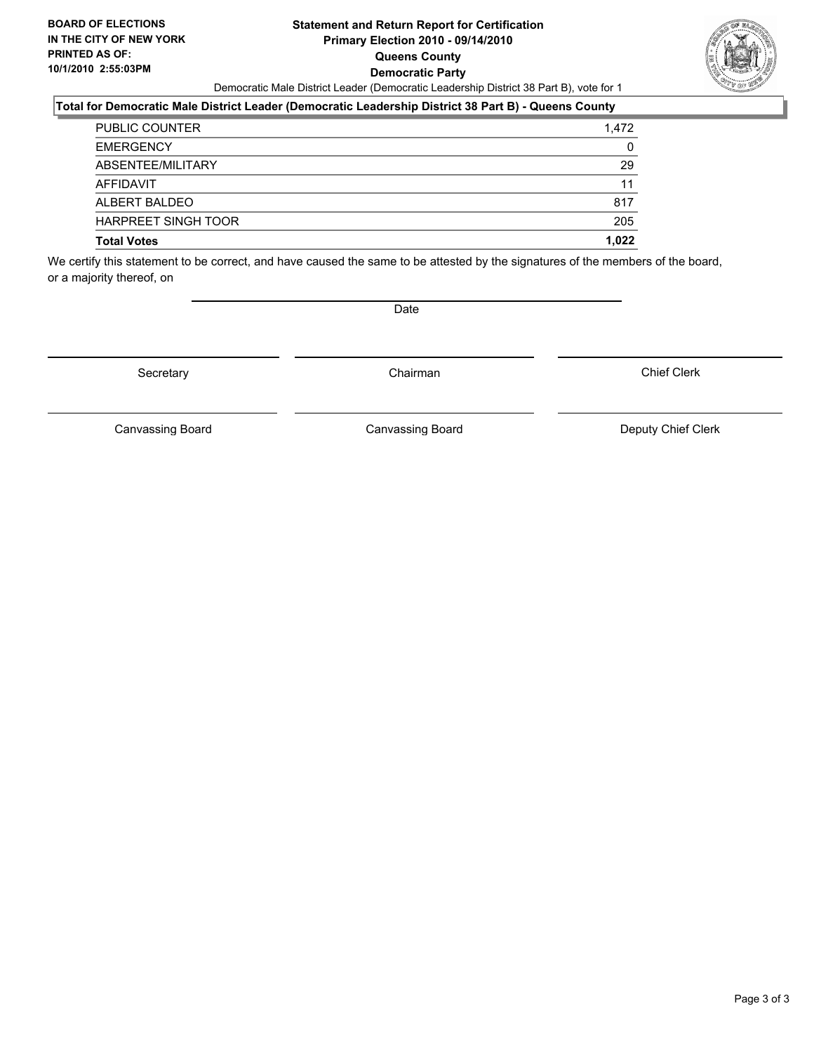BOARD OF ELECTIONS
IN THE CITY OF NEW YORK
PRINTED AS OF:
10/1/2010 2:55:03PM

**Statement and Return Report for Certification**
**Primary Election 2010 - 09/14/2010**
**Queens County**
**Democratic Party**

Democratic Male District Leader (Democratic Leadership District 38 Part B), vote for 1

**Total for Democratic Male District Leader (Democratic Leadership District 38 Part B) - Queens County**

| | |
|---|---|
| PUBLIC COUNTER | 1,472 |
| EMERGENCY | 0 |
| ABSENTEE/MILITARY | 29 |
| AFFIDAVIT | 11 |
| ALBERT BALDEO | 817 |
| HARPREET SINGH TOOR | 205 |
| **Total Votes** | **1,022** |

We certify this statement to be correct, and have caused the same to be attested by the signatures of the members of the board, or a majority thereof, on

Date

| | | |
|---|---|---|
| Secretary | Chairman | Chief Clerk |
| Canvassing Board | Canvassing Board | Deputy Chief Clerk |